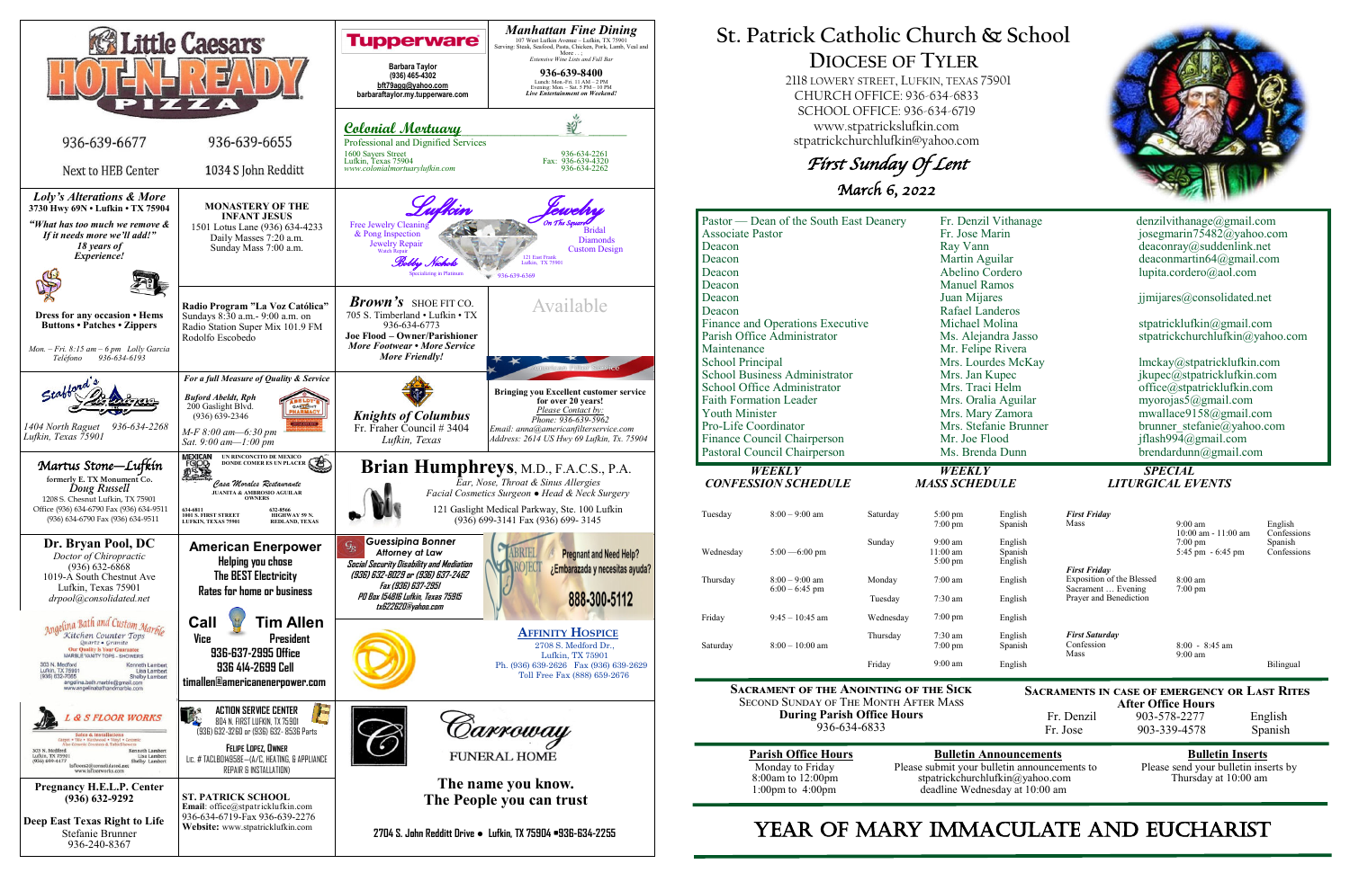# St. Patrick Catholic Church & School

## Diocese of Tyler

2118 Lowery Street, Lufkin, Texas 75901
Church Office: 936-634-6833
School Office: 936-634-6719
www.stpatrickslufkin.com
stpatrickchurchlufkin@yahoo.com

*First Sunday Of Lent*
*March 6, 2022*

| | | |
|---|---|---|
| Pastor — Dean of the South East Deanery | Fr. Denzil Vithanage | denzilvithanage@gmail.com |
| Associate Pastor | Fr. Jose Marin | josegmarin75482@yahoo.com |
| Deacon | Ray Vann | deaconray@suddenlink.net |
| Deacon | Martin Aguilar | deaconmartin64@gmail.com |
| Deacon | Abelino Cordero | lupita.cordero@aol.com |
| Deacon | Manuel Ramos | |
| Deacon | Juan Mijares | jjmijares@consolidated.net |
| Deacon | Rafael Landeros | |
| Finance and Operations Executive | Michael Molina | stpatricklufkin@gmail.com |
| Parish Office Administrator | Ms. Alejandra Jasso | stpatrickchurchlufkin@yahoo.com |
| Maintenance | Mr. Felipe Rivera | |
| School Principal | Mrs. Lourdes McKay | lmckay@stpatricklufkin.com |
| School Business Administrator | Mrs. Jan Kupec | jkupec@stpatricklufkin.com |
| School Office Administrator | Mrs. Traci Helm | office@stpatricklufkin.com |
| Faith Formation Leader | Mrs. Oralia Aguilar | myorojas5@gmail.com |
| Youth Minister | Mrs. Mary Zamora | mwallace9158@gmail.com |
| Pro-Life Coordinator | Mrs. Stefanie Brunner | brunner_stefanie@yahoo.com |
| Finance Council Chairperson | Mr. Joe Flood | jflash994@gmail.com |
| Pastoral Council Chairperson | Ms. Brenda Dunn | brendardunn@gmail.com |

### Weekly Confession Schedule

| | |
|---|---|
| Tuesday | 8:00 – 9:00 am |
| Wednesday | 5:00 —6:00 pm |
| Thursday | 8:00 – 9:00 am<br>6:00 – 6:45 pm |
| Friday | 9:45 – 10:45 am |
| Saturday | 8:00 – 10:00 am |

### Weekly Mass Schedule

| | | |
|---|---|---|
| Saturday | 5:00 pm<br>7:00 pm | English<br>Spanish |
| Sunday | 9:00 am<br>11:00 am<br>5:00 pm | English<br>Spanish<br>English |
| Monday | 7:00 am | English |
| Tuesday | 7:30 am | English |
| Wednesday | 7:00 pm | English |
| Thursday | 7:30 am<br>7:00 pm | English<br>Spanish |
| Friday | 9:00 am | English |

### Special Liturgical Events

| | | |
|---|---|---|
| *First Friday*<br>Mass | 9:00 am<br>10:00 am - 11:00 am<br>7:00 pm<br>5:45 pm - 6:45 pm | English<br>Confessions<br>Spanish<br>Confessions |
| *First Friday*<br>Exposition of the Blessed Sacrament ... Evening<br>Prayer and Benediction | 8:00 am<br>7:00 pm | |
| *First Saturday*<br>Confession<br>Mass | 8:00 - 8:45 am<br>9:00 am | Bilingual |

### Sacrament of the Anointing of the Sick

Second Sunday of the Month After Mass
**During Parish Office Hours**
936-634-6833

### Sacraments in Case of Emergency or Last Rites

**After Office Hours**

| | | |
|---|---|---|
| Fr. Denzil | 903-578-2277 | English |
| Fr. Jose | 903-339-4578 | Spanish |

**Parish Office Hours**
Monday to Friday
8:00am to 12:00pm
1:00pm to 4:00pm

**Bulletin Announcements**
Please submit your bulletin announcements to stpatrickchurchlufkin@yahoo.com deadline Wednesday at 10:00 am

**Bulletin Inserts**
Please send your bulletin inserts by Thursday at 10:00 am

## Year of Mary Immaculate and Eucharist

---

**Little Caesars HOT-N-READY Pizza**
936-639-6677 — Next to HEB Center
936-639-6655 — 1034 S John Redditt

**Tupperware**
Barbara Taylor
(936) 465-4302
bft79agg@yahoo.com
barbarataylor.my.tupperware.com

***Manhattan Fine Dining***
107 West Lufkin Avenue – Lufkin, TX 75901
Serving: Steak, Seafood, Pasta, Chicken, Pork, Lamb, Veal and More . . .
*Extensive Wine Lists and Full Bar*
**936-639-8400**
Lunch: Mon.-Fri. 11 AM – 2 PM
Evening: Mon. – Sat. 5 PM – 10 PM
*Live Entertainment on Weekend!*

***Colonial Mortuary***
Professional and Dignified Services
1600 Sayers Street
Lufkin, Texas 75904
www.colonialmortuarylufkin.com
936-634-2261
Fax: 936-639-4320
936-634-2262

***Loly's Alterations & More***
**3730 Hwy 69N • Lufkin • TX 75904**
***"What has too much we remove & If it needs more we'll add!"***
***18 years of Experience!***
**Dress for any occasion • Hems Buttons • Patches • Zippers**
*Mon. – Fri. 8:15 am – 6 pm Lolly Garcia*
*Teléfono 936-634-6193*

**Monastery of the Infant Jesus**
1501 Lotus Lane (936) 634-4233
Daily Masses 7:20 a.m.
Sunday Mass 7:00 a.m.

**Radio Program "La Voz Católica"**
Sundays 8:30 a.m.- 9:00 a.m. on Radio Station Super Mix 101.9 FM
Rodolfo Escobedo

**Lufkin Jewelry On The Square**
Free Jewelry Cleaning & Pong Inspection
Jewelry Repair
Watch Repair
Bobby Nichols
Specializing in Platinum
Bridal
Diamonds
Custom Design
121 East Frank
Lufkin, TX 75901
936-639-6369

***Brown's*** **Shoe Fit Co.**
705 S. Timberland • Lufkin • TX
936-634-6773
**Joe Flood – Owner/Parishioner**
***More Footwear • More Service***
***More Friendly!***

Available

**Stafford's Lufkin Pharmacy**
1404 North Raguet 936-634-2268
Lufkin, Texas 75901

***For a full Measure of Quality & Service***
***Buford Abeldt, Rph***
200 Gaslight Blvd.
(936) 639-2346
Abeldt's Gaslight Pharmacy
*M-F 8:00 am—6:30 pm*
*Sat. 9:00 am—1:00 pm*

***Knights of Columbus***
Fr. Fraher Council # 3404
*Lufkin, Texas*

American Filter Service
**Bringing you Excellent customer service for over 20 years!**
*Please Contact by:*
*Phone: 936-639-5962*
*Email: anna@americanfilterservice.com*
*Address: 2614 US Hwy 69 Lufkin, Tx. 75904*

***Martus Stone—Lufkin***
formerly E. TX Monument Co.
*Doug Russell*
1208 S. Chestnut Lufkin, TX 75901
Office (936) 634-6790 Fax (936) 634-9511
(936) 634-6790 Fax (936) 634-9511

**Mexican Food — Un Rinconcito de Mexico Donde Comer es un Placer**
*Casa Morales Restaurante*
**Juanita & Ambrosio Aguilar Owners**
634-6811 — 1001 S. First Street, Lufkin, Texas 75901
632-8566 — Highway 59 N, Redland, Texas

**Brian Humphreys**, M.D., F.A.C.S., P.A.
*Ear, Nose, Throat & Sinus Allergies*
*Facial Cosmetics Surgeon ● Head & Neck Surgery*
121 Gaslight Medical Parkway, Ste. 100 Lufkin
(936) 699-3141 Fax (936) 699- 3145

**Dr. Bryan Pool, DC**
*Doctor of Chiropractic*
(936) 632-6868
1019-A South Chestnut Ave
Lufkin, Texas 75901
*drpool@consolidated.net*

**American Enerpower**
Helping you chose
The BEST Electricity
Rates for home or business

**Guessipina Bonner**
*Attorney at Law*
*Social Security Disability and Mediation*
*(936) 632-8029 or (936) 637-2462*
*Fax (936) 637-2951*
*PO Box 154816 Lufkin, Texas 75915*
*tx622620@yahoo.com*

Gabriel Project
Pregnant and Need Help?
¿Embarazada y necesitas ayuda?
888-300-5112

**Angelina Bath and Custom Marble**
Kitchen Counter Tops
Quartz • Granite
Our Quality Is Your Guarantee
Marble Vanity Tops - Showers
303 N. Medford, Lufkin, TX 75901, (936) 632-7065
Kenneth Lambert, Lisa Lambert, Shelby Lambert
angelina.bath.marble@gmail.com
www.angelinabathandmarble.com

**Call Tim Allen**
**Vice President**
**936-637-2995 Office**
**936 414-2699 Cell**
**timallen@americanenerpower.com**

**Affinity Hospice**
2708 S. Medford Dr.,
Lufkin, TX 75901
Ph. (936) 639-2626 Fax (936) 639-2629
Toll Free Fax (888) 659-2676

**L & S Floor Works**
Sales & Installation
Carpet • Tile • Hardwood • Vinyl • Ceramic
Also Cosmetic Cleaning & Table Showroom
303 N. Medford, Lufkin, TX 75901, (936) 699-4477
Kenneth Lambert, Lisa Lambert, Shelby Lambert
lsfloors2@consolidated.net
www.lsfloorworks.com

**Action Service Center**
804 N. First Lufkin, TX 75901
(936) 632-3260 or (936) 632- 8536 Parts
Felipe Lopez, Owner
Lic. # TACLB084958E—(A/C, Heating, & Appliance Repair & Installation)

***Carroway* Funeral Home**
**The name you know.**
**The People you can trust**
**2704 S. John Redditt Drive ● Lufkin, TX 75904 ●936-634-2255**

**Pregnancy H.E.L.P. Center**
**(936) 632-9292**

**Deep East Texas Right to Life**
Stefanie Brunner
936-240-8367

**ST. PATRICK SCHOOL**
**Email**: office@stpatricklufkin.com
936-634-6719-Fax 936-639-2276
**Website:** www.stpatricklufkin.com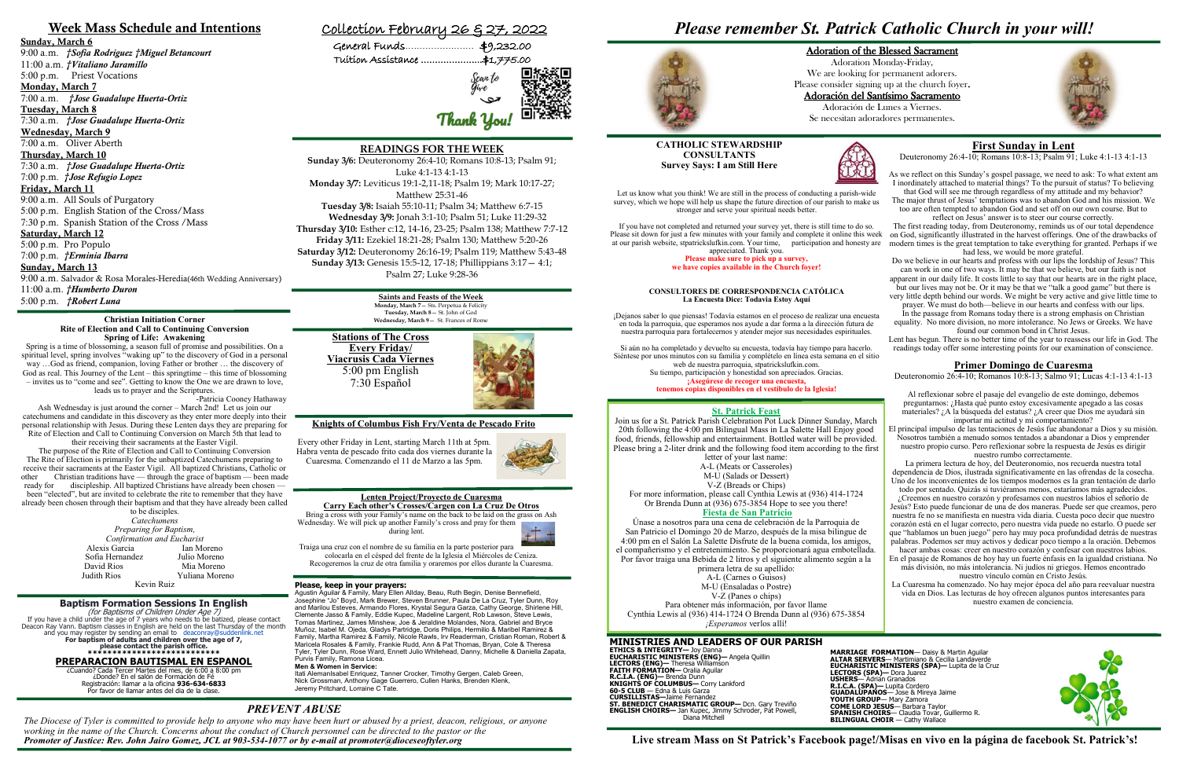## Week Mass Schedule and Intentions

**Sunday, March 6**
9:00 a.m. *†Sofia Rodriguez †Miguel Betancourt*
11:00 a.m. *†Vitaliano Jaramillo*
5:00 p.m. Priest Vocations
**Monday, March 7**
7:00 a.m. *†Jose Guadalupe Huerta-Ortiz*
**Tuesday, March 8**
7:30 a.m. *†Jose Guadalupe Huerta-Ortiz*
**Wednesday, March 9**
7:00 a.m. Oliver Aberth
**Thursday, March 10**
7:30 a.m. *†Jose Guadalupe Huerta-Ortiz*
7:00 p.m. *†Jose Refugio Lopez*
**Friday, March 11**
9:00 a.m. All Souls of Purgatory
5:00 p.m. English Station of the Cross/Mass
7:30 p.m. Spanish Station of the Cross /Mass
**Saturday, March 12**
5:00 p.m. Pro Populo
7:00 p.m. *†Erminia Ibarra*
**Sunday, March 13**
9:00 a.m. Salvador & Rosa Morales-Heredia(46th Wedding Anniversary)
11:00 a.m. *†Humberto Duron*
5:00 p.m. *†Robert Luna*

### Christian Initiation Corner
**Rite of Election and Call to Continuing Conversion**
**Spring of Life: Awakening**

Spring is a time of blossoming, a season full of promise and possibilities. On a spiritual level, spring involves "waking up" to the discovery of God in a personal way …God as friend, companion, loving Father or brother … the discovery of God as real. This Journey of the Lent – this springtime – this time of blossoming – invites us to "come and see". Getting to know the One we are drawn to love, leads us to prayer and the Scriptures.

-Patricia Cooney Hathaway

Ash Wednesday is just around the corner – March 2nd! Let us join our catechumens and candidate in this discovery as they enter more deeply into their personal relationship with Jesus. During these Lenten days they are preparing for Rite of Election and Call to Continuing Conversion on March 5th that lead to their receiving their sacraments at the Easter Vigil.

The purpose of the Rite of Election and Call to Continuing Conversion The Rite of Election is primarily for the unbaptized Catechumens preparing to receive their sacraments at the Easter Vigil. All baptized Christians, Catholic or other Christian traditions have — through the grace of baptism — been made ready for discipleship. All baptized Christians have already been chosen — been "elected", but are invited to celebrate the rite to remember that they have already been chosen through their baptism and that they have already been called to be disciples.

*Catechumens*
*Preparing for Baptism,*
*Confirmation and Eucharist*

| | |
|---|---|
| Alexis Garcia | Ian Moreno |
| Sofia Hernandez | Julio Moreno |
| David Rios | Mia Moreno |
| Judith Rios | Yuliana Moreno |
| Kevin Ruiz | |

### Baptism Formation Sessions In English
*(for Baptisms of Children Under Age 7)*

If you have a child under the age of 7 years who needs to be batized, please contact Deacon Ray Vann. Baptism classes in English are held on the last Thursday of the month and you may register by sending an email to deaconray@suddenlink.net
**For baptism of adults and children over the age of 7, please contact the parish office.**
**\*\*\*\*\*\*\*\*\*\*\*\*\*\*\*\*\*\*\*\*\*\*\*\*\*\*\***

### PREPARACION BAUTISMAL EN ESPANOL
¿Cuando? Cada Tercer Martes del mes, de 6:00 a 8:00 pm
¿Donde? En el salón de Formación de Fé
Registración: llamar a la oficina **936-634-6833**
Por favor de llamar antes del dia de la clase.

## Collection February 26 & 27, 2022

General Funds........................ $9,232.00
Tuition Assistance ......................$1,775.00

Scan to Give
**Thank You!**

## READINGS FOR THE WEEK

**Sunday 3/6:** Deuteronomy 26:4-10; Romans 10:8-13; Psalm 91; Luke 4:1-13 4:1-13
**Monday 3/7:** Leviticus 19:1-2,11-18; Psalm 19; Mark 10:17-27; Matthew 25:31-46
**Tuesday 3/8:** Isaiah 55:10-11; Psalm 34; Matthew 6:7-15
**Wednesday 3/9:** Jonah 3:1-10; Psalm 51; Luke 11:29-32
**Thursday 3/10:** Esther c:12, 14-16, 23-25; Psalm 138; Matthew 7:7-12
**Friday 3/11:** Ezekiel 18:21-28; Psalm 130; Matthew 5:20-26
**Saturday 3/12:** Deuteronomy 26:16-19; Psalm 119; Matthew 5:43-48
**Sunday 3/13:** Genesis 15:5-12, 17-18; Phillippians 3:17— 4:1; Psalm 27; Luke 9:28-36

**Saints and Feasts of the Week**
**Monday, March 7**— Sts. Perpetua & Felicity
**Tuesday, March 8**— St. John of God
**Wednesday, March 9**— St. Frances of Rome

**Stations of The Cross**
**Every Friday/**
**Viacrusis Cada Viernes**
5:00 pm English
7:30 Español

### Knights of Columbus Fish Fry/Venta de Pescado Frito

Every other Friday in Lent, starting March 11th at 5pm.
Habra venta de pescado frito cada dos viernes durante la Cuaresma. Comenzando el 11 de Marzo a las 5pm.

### Lenten Project/Proyecto de Cuaresma
**Carry Each other's Crosses/Cargen con La Cruz De Otros**

Bring a cross with your Family's name on the back to be laid on the grass on Ash Wednesday. We will pick up another Family's cross and pray for them during lent.

Traiga una cruz con el nombre de su familia en la parte posterior para colocarla en el césped del frente de la Iglesia el Miércoles de Ceniza. Recogeremos la cruz de otra familia y oraremos por ellos durante la Cuaresma.

**Please, keep in your prayers:**
Agustin Aguilar & Family, Mary Ellen Allday, Beau, Ruth Begin, Denise Bennefield, Josephine "Jo" Boyd, Mark Brewer, Steven Brunner, Paula De La Cruz, Tyler Dunn, Roy and Marilou Esteves, Armando Flores, Krystal Segura Garza, Cathy George, Shirlene Hill, Clemente Jasso & Family, Eddie Kupec, Madeline Largent, Rob Lawson, Steve Lewis, Tomas Martinez, James Minshew, Joe & Jeraldine Molandes, Nora, Gabriel and Bryce Muñoz, Isabel M. Ojeda, Gladys Partridge, Doris Philips, Hermilio & Maribel Ramirez & Family, Martha Ramirez & Family, Nicole Rawls, Irv Readerman, Cristian Roman, Robert & Maricela Rosales & Family, Frankie Rudd, Ann & Pat Thomas, Bryan, Cole & Theresa Tyler, Tyler Dunn, Rose Ward, Ennett Julio Whitehead, Danny, Michelle & Daniella Zapata, Purvis Family, Ramona Licea.
**Men & Women in Service:**
Itali Alemanlsabel Enriquez, Tanner Crocker, Timothy Gergen, Caleb Green, Nick Grossman, Anthony Gage Guerrero, Cullen Hanks, Brenden Klenk, Jeremy Pritchard, Lorraine C Tate.

## PREVENT ABUSE

*The Diocese of Tyler is committed to provide help to anyone who may have been hurt or abused by a priest, deacon, religious, or anyone working in the name of the Church. Concerns about the conduct of Church personnel can be directed to the pastor or the* ***Promoter of Justice: Rev. John Jairo Gomez, JCL at 903-534-1077 or by e-mail at promoter@dioceseoftyler.org***

# *Please remember St. Patrick Catholic Church in your will!*

### Adoration of the Blessed Sacrament
Adoration Monday-Friday.
We are looking for permanent adorers.
Please consider signing up at the church foyer.

### Adoración del Santísimo Sacramento
Adoración de Lunes a Viernes.
Se necesitan adoradores permanentes.

### CATHOLIC STEWARDSHIP CONSULTANTS
**Survey Says: I am Still Here**

Let us know what you think! We are still in the process of conducting a parish-wide survey, which we hope will help us shape the future direction of our parish to make us stronger and serve your spiritual needs better.

If you have not completed and returned your survey yet, there is still time to do so. Please sit down for just a few minutes with your family and complete it online this week at our parish website, stpatrickslufkin.com. Your time, participation and honesty are appreciated. Thank you.
**Please make sure to pick up a survey, we have copies available in the Church foyer!**

**CONSULTORES DE CORRESPONDENCIA CATÓLICA**
**La Encuesta Dice: Todavía Estoy Aquí**

¡Dejanos saber lo que piensas! Todavía estamos en el proceso de realizar una encuesta en toda la parroquia, que esperamos nos ayude a dar forma a la dirección futura de nuestra parroquia para fortalecernos y atender mejor sus necesidades espirituales.

Si aún no ha completado y devuelto su encuesta, todavía hay tiempo para hacerlo. Siéntese por unos minutos con su familia y complételo en línea esta semana en el sitio web de nuestra parroquia, stpatrickslufkin.com.
Su tiempo, participación y honestidad son apreciados. Gracias.
**¡Asegúrese de recoger una encuesta, tenemos copias disponibles en el vestíbulo de la Iglesia!**

### St. Patrick Feast

Join us for a St. Patrick Parish Celebration Pot Luck Dinner Sunday, March 20th following the 4:00 pm Bilingual Mass in La Salette Hall Enjoy good food, friends, fellowship and entertainment. Bottled water will be provided. Please bring a 2-liter drink and the following food item according to the first letter of your last name:
A-L (Meats or Casseroles)
M-U (Salads or Dessert)
V-Z (Breads or Chips)
For more information, please call Cynthia Lewis at (936) 414-1724 Or Brenda Dunn at (936) 675-3854 Hope to see you there!

### Fiesta de San Patricio

Únase a nosotros para una cena de celebración de la Parroquia de San Patricio el Domingo 20 de Marzo, después de la misa bilingue de 4:00 pm en el Salón La Salette Disfrute de la buena comida, los amigos, el compañerismo y el entretenimiento. Se proporcionará agua embotellada. Por favor traiga una Bebida de 2 litros y el siguiente alimento según a la primera letra de su apellido:
A-L (Carnes o Guisos)
M-U (Ensaladas o Postre)
V-Z (Panes o chips)
Para obtener más información, por favor llame Cynthia Lewis al (936) 414-1724 O Brenda Dunn al (936) 675-3854
*¡Esperamos verlos allí!*

## First Sunday in Lent
Deuteronomy 26:4-10; Romans 10:8-13; Psalm 91; Luke 4:1-13 4:1-13

As we reflect on this Sunday's gospel passage, we need to ask: To what extent am I inordinately attached to material things? To the pursuit of status? To believing that God will see me through regardless of my attitude and my behavior? The major thrust of Jesus' temptations was to abandon God and his mission. We too are often tempted to abandon God and set off on our own course. But to reflect on Jesus' answer is to steer our course correctly.

The first reading today, from Deuteronomy, reminds us of our total dependence on God, significantly illustrated in the harvest offerings. One of the drawbacks of modern times is the great temptation to take everything for granted. Perhaps if we had less, we would be more grateful.

Do we believe in our hearts and profess with our lips the lordship of Jesus? This can work in one of two ways. It may be that we believe, but our faith is not apparent in our daily life. It costs little to say that our hearts are in the right place, but our lives may not be. Or it may be that we "talk a good game" but there is very little depth behind our words. We might be very active and give little time to prayer. We must do both—believe in our hearts and confess with our lips. In the passage from Romans today there is a strong emphasis on Christian equality. No more division, no more intolerance. No Jews or Greeks. We have found our common bond in Christ Jesus.

Lent has begun. There is no better time of the year to reassess our life in God. The readings today offer some interesting points for our examination of conscience.

## Primer Domingo de Cuaresma
Deuteronomio 26:4-10; Romanos 10:8-13; Salmo 91; Lucas 4:1-13 4:1-13

Al reflexionar sobre el pasaje del evangelio de este domingo, debemos preguntarnos: ¿Hasta qué punto estoy excesivamente apegado a las cosas materiales? ¿A la búsqueda del estatus? ¿A creer que Dios me ayudará sin importar mi actitud y mi comportamiento?

El principal impulso de las tentaciones de Jesús fue abandonar a Dios y su misión. Nosotros también a menudo somos tentados a abandonar a Dios y emprender nuestro propio curso. Pero reflexionar sobre la respuesta de Jesús es dirigir nuestro rumbo correctamente.

La primera lectura de hoy, del Deuteronomio, nos recuerda nuestra total dependencia de Dios, ilustrada significativamente en las ofrendas de la cosecha. Uno de los inconvenientes de los tiempos modernos es la gran tentación de darlo todo por sentado. Quizás si tuviéramos menos, estaríamos más agradecidos.

¿Creemos en nuestro corazón y profesamos con nuestros labios el señorío de Jesús? Esto puede funcionar de una de dos maneras. Puede ser que creamos, pero nuestra fe no se manifiesta en nuestra vida diaria. Cuesta poco decir que nuestro corazón está en el lugar correcto, pero nuestra vida puede no estarlo. O puede ser que "hablamos un buen juego" pero hay muy poca profundidad detrás de nuestras palabras. Podemos ser muy activos y dedicar poco tiempo a la oración. Debemos hacer ambas cosas: creer en nuestro corazón y confesar con nuestros labios. En el pasaje de Romanos de hoy hay un fuerte énfasis en la igualdad cristiana. No más división, no más intolerancia. Ni judíos ni griegos. Hemos encontrado nuestro vínculo común en Cristo Jesús.

La Cuaresma ha comenzado. No hay mejor época del año para reevaluar nuestra vida en Dios. Las lecturas de hoy ofrecen algunos puntos interesantes para nuestro examen de conciencia.

## MINISTRIES AND LEADERS OF OUR PARISH

**ETHICS & INTEGRITY**— Joy Danna
**EUCHARISTIC MINISTERS (ENG)**— Angela Quillin
**LECTORS (ENG)**— Theresa Williamson
**FAITH FORMATION**— Oralia Aguilar
**R.C.I.A. (ENG)**— Brenda Dunn
**KNIGHTS OF COLUMBUS**— Corry Lankford
**60-5 CLUB** — Edna & Luis Garza
**CURSILLISTAS**—Jaime Fernandez
**ST. BENEDICT CHARISMATIC GROUP**— Dcn. Gary Treviño
**ENGLISH CHOIRS**— Jan Kupec, Jimmy Schroder, Pat Powell, Diana Mitchell
**MARRIAGE FORMATION**— Daisy & Martin Aguilar
**ALTAR SERVERS**— Martimiano & Cecilia Landaverde
**EUCHARISTIC MINISTERS (SPA)**— Lupita de la Cruz
**LECTORS (SPA)**— Dora Juarez
**USHERS**— Adrian Granados
**R.I.C.A. (SPA)**— Lupita Cordero
**GUADALUPANOS**— Jose & Mireya Jaime
**YOUTH GROUP**— Mary Zamora
**COME LORD JESUS**— Barbara Taylor
**SPANISH CHOIRS**— Claudia Tovar, Guillermo R.
**BILINGUAL CHOIR** — Cathy Wallace

**Live stream Mass on St Patrick's Facebook page!/Misas en vivo en la página de facebook St. Patrick's!**